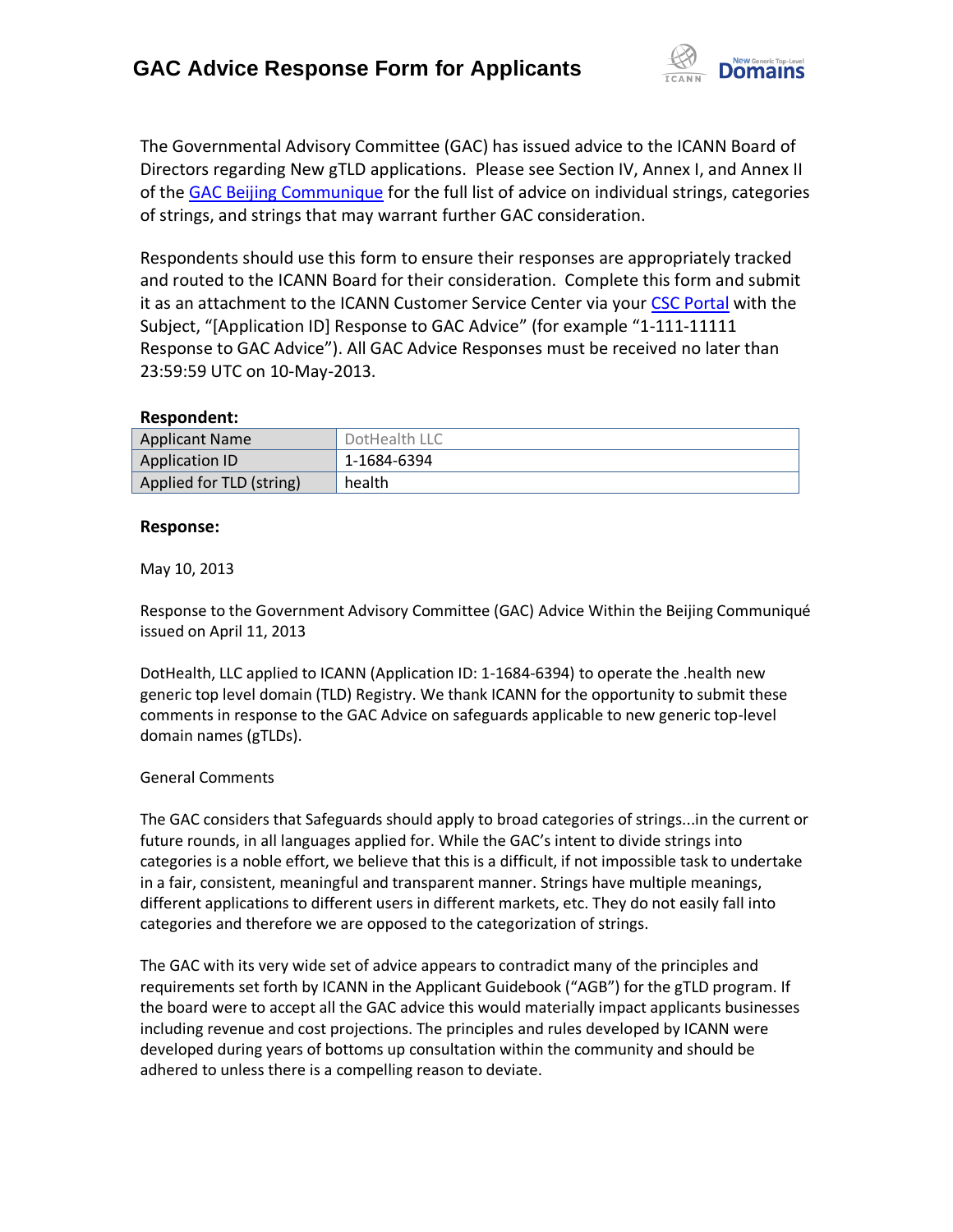# GAC Advice Response Form for Applicants

The Governmental Advisory Committee (GAC) has issued advice to the ICANN Board of Directors regarding New gTLD applications. Please see Section IV, Annex I, and Annex II of the GAC Beijing Communique for the full list of advice on individual strings, categories of strings, and strings that may warrant further GAC consideration.

Respondents should use this form to ensure their responses are appropriately tracked and routed to the ICANN Board for their consideration. Complete this form and submit it as an attachment to the ICANN Customer Service Center via your CSC Portal with the Subject, "[Application ID] Response to GAC Advice" (for example "1-111-11111 Response to GAC Advice"). All GAC Advice Responses must be received no later than 23:59:59 UTC on 10-May-2013.

**Respondent:**

| | |
|---|---|
| Applicant Name | DotHealth LLC |
| Application ID | 1-1684-6394 |
| Applied for TLD (string) | health |

**Response:**

May 10, 2013

Response to the Government Advisory Committee (GAC) Advice Within the Beijing Communiqué issued on April 11, 2013

DotHealth, LLC applied to ICANN (Application ID: 1-1684-6394) to operate the .health new generic top level domain (TLD) Registry. We thank ICANN for the opportunity to submit these comments in response to the GAC Advice on safeguards applicable to new generic top-level domain names (gTLDs).

General Comments

The GAC considers that Safeguards should apply to broad categories of strings...in the current or future rounds, in all languages applied for. While the GAC's intent to divide strings into categories is a noble effort, we believe that this is a difficult, if not impossible task to undertake in a fair, consistent, meaningful and transparent manner. Strings have multiple meanings, different applications to different users in different markets, etc. They do not easily fall into categories and therefore we are opposed to the categorization of strings.

The GAC with its very wide set of advice appears to contradict many of the principles and requirements set forth by ICANN in the Applicant Guidebook ("AGB") for the gTLD program. If the board were to accept all the GAC advice this would materially impact applicants businesses including revenue and cost projections. The principles and rules developed by ICANN were developed during years of bottoms up consultation within the community and should be adhered to unless there is a compelling reason to deviate.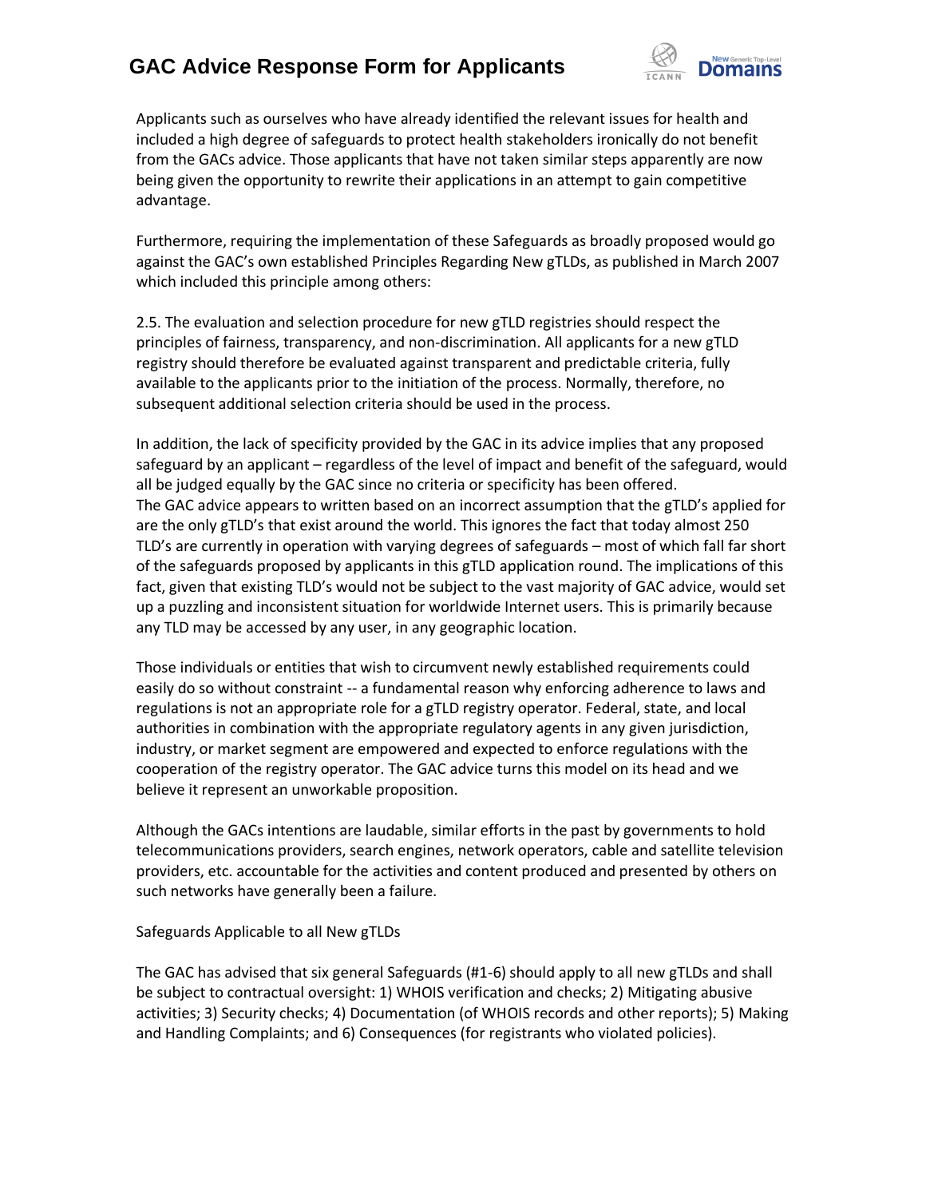Applicants such as ourselves who have already identified the relevant issues for health and included a high degree of safeguards to protect health stakeholders ironically do not benefit from the GACs advice. Those applicants that have not taken similar steps apparently are now being given the opportunity to rewrite their applications in an attempt to gain competitive advantage.

Furthermore, requiring the implementation of these Safeguards as broadly proposed would go against the GAC's own established Principles Regarding New gTLDs, as published in March 2007 which included this principle among others:

2.5. The evaluation and selection procedure for new gTLD registries should respect the principles of fairness, transparency, and non-discrimination. All applicants for a new gTLD registry should therefore be evaluated against transparent and predictable criteria, fully available to the applicants prior to the initiation of the process. Normally, therefore, no subsequent additional selection criteria should be used in the process.

In addition, the lack of specificity provided by the GAC in its advice implies that any proposed safeguard by an applicant – regardless of the level of impact and benefit of the safeguard, would all be judged equally by the GAC since no criteria or specificity has been offered.
The GAC advice appears to written based on an incorrect assumption that the gTLD's applied for are the only gTLD's that exist around the world. This ignores the fact that today almost 250 TLD's are currently in operation with varying degrees of safeguards – most of which fall far short of the safeguards proposed by applicants in this gTLD application round. The implications of this fact, given that existing TLD's would not be subject to the vast majority of GAC advice, would set up a puzzling and inconsistent situation for worldwide Internet users. This is primarily because any TLD may be accessed by any user, in any geographic location.

Those individuals or entities that wish to circumvent newly established requirements could easily do so without constraint -- a fundamental reason why enforcing adherence to laws and regulations is not an appropriate role for a gTLD registry operator. Federal, state, and local authorities in combination with the appropriate regulatory agents in any given jurisdiction, industry, or market segment are empowered and expected to enforce regulations with the cooperation of the registry operator. The GAC advice turns this model on its head and we believe it represent an unworkable proposition.

Although the GACs intentions are laudable, similar efforts in the past by governments to hold telecommunications providers, search engines, network operators, cable and satellite television providers, etc. accountable for the activities and content produced and presented by others on such networks have generally been a failure.

Safeguards Applicable to all New gTLDs

The GAC has advised that six general Safeguards (#1-6) should apply to all new gTLDs and shall be subject to contractual oversight: 1) WHOIS verification and checks; 2) Mitigating abusive activities; 3) Security checks; 4) Documentation (of WHOIS records and other reports); 5) Making and Handling Complaints; and 6) Consequences (for registrants who violated policies).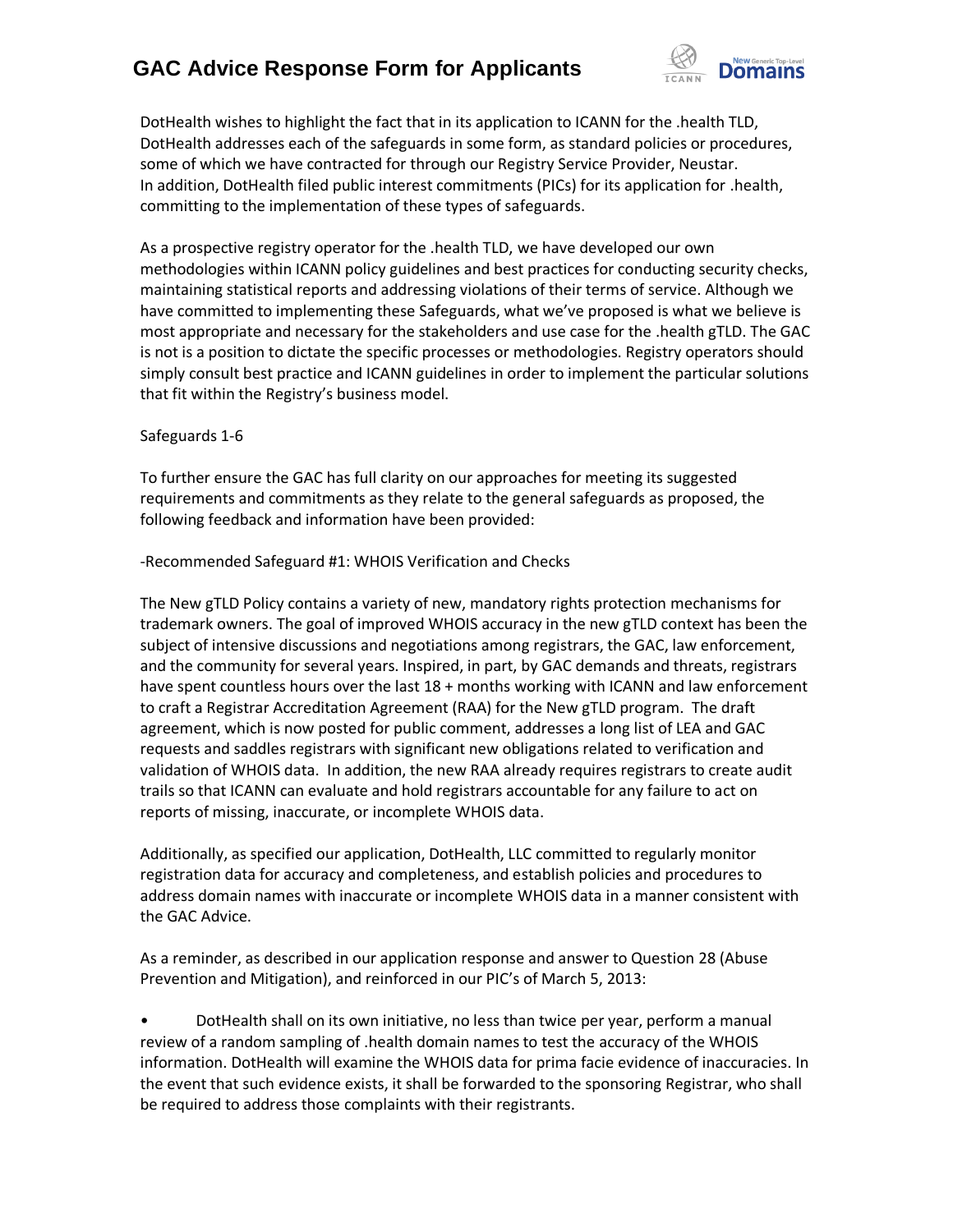DotHealth wishes to highlight the fact that in its application to ICANN for the .health TLD, DotHealth addresses each of the safeguards in some form, as standard policies or procedures, some of which we have contracted for through our Registry Service Provider, Neustar. In addition, DotHealth filed public interest commitments (PICs) for its application for .health, committing to the implementation of these types of safeguards.

As a prospective registry operator for the .health TLD, we have developed our own methodologies within ICANN policy guidelines and best practices for conducting security checks, maintaining statistical reports and addressing violations of their terms of service. Although we have committed to implementing these Safeguards, what we've proposed is what we believe is most appropriate and necessary for the stakeholders and use case for the .health gTLD. The GAC is not is a position to dictate the specific processes or methodologies. Registry operators should simply consult best practice and ICANN guidelines in order to implement the particular solutions that fit within the Registry's business model.

Safeguards 1-6

To further ensure the GAC has full clarity on our approaches for meeting its suggested requirements and commitments as they relate to the general safeguards as proposed, the following feedback and information have been provided:

-Recommended Safeguard #1: WHOIS Verification and Checks

The New gTLD Policy contains a variety of new, mandatory rights protection mechanisms for trademark owners. The goal of improved WHOIS accuracy in the new gTLD context has been the subject of intensive discussions and negotiations among registrars, the GAC, law enforcement, and the community for several years. Inspired, in part, by GAC demands and threats, registrars have spent countless hours over the last 18 + months working with ICANN and law enforcement to craft a Registrar Accreditation Agreement (RAA) for the New gTLD program. The draft agreement, which is now posted for public comment, addresses a long list of LEA and GAC requests and saddles registrars with significant new obligations related to verification and validation of WHOIS data. In addition, the new RAA already requires registrars to create audit trails so that ICANN can evaluate and hold registrars accountable for any failure to act on reports of missing, inaccurate, or incomplete WHOIS data.

Additionally, as specified our application, DotHealth, LLC committed to regularly monitor registration data for accuracy and completeness, and establish policies and procedures to address domain names with inaccurate or incomplete WHOIS data in a manner consistent with the GAC Advice.

As a reminder, as described in our application response and answer to Question 28 (Abuse Prevention and Mitigation), and reinforced in our PIC's of March 5, 2013:

- DotHealth shall on its own initiative, no less than twice per year, perform a manual review of a random sampling of .health domain names to test the accuracy of the WHOIS information. DotHealth will examine the WHOIS data for prima facie evidence of inaccuracies. In the event that such evidence exists, it shall be forwarded to the sponsoring Registrar, who shall be required to address those complaints with their registrants.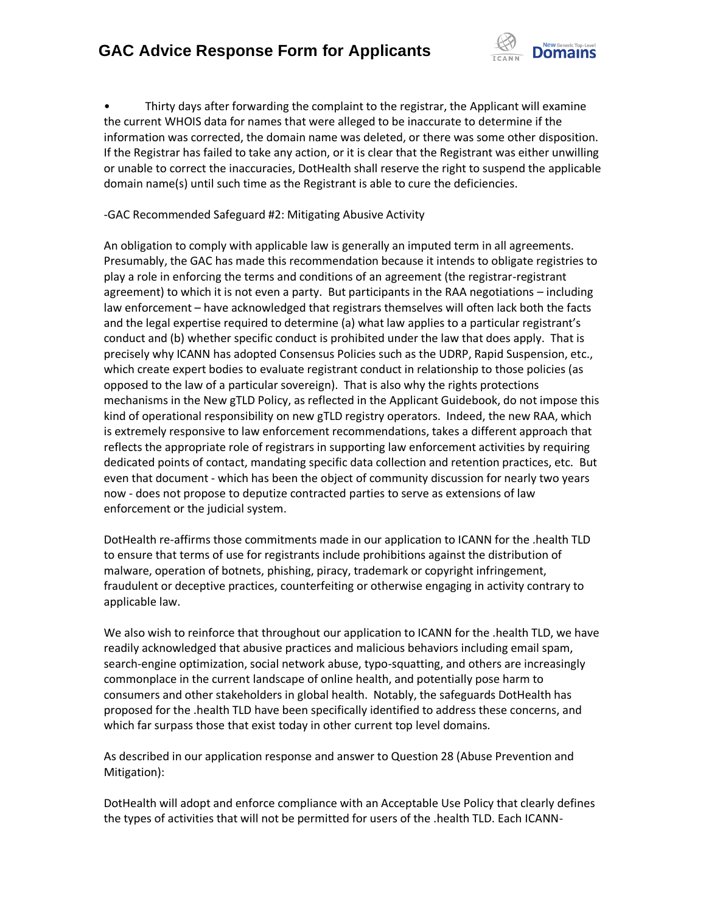- Thirty days after forwarding the complaint to the registrar, the Applicant will examine the current WHOIS data for names that were alleged to be inaccurate to determine if the information was corrected, the domain name was deleted, or there was some other disposition. If the Registrar has failed to take any action, or it is clear that the Registrant was either unwilling or unable to correct the inaccuracies, DotHealth shall reserve the right to suspend the applicable domain name(s) until such time as the Registrant is able to cure the deficiencies.

-GAC Recommended Safeguard #2: Mitigating Abusive Activity

An obligation to comply with applicable law is generally an imputed term in all agreements. Presumably, the GAC has made this recommendation because it intends to obligate registries to play a role in enforcing the terms and conditions of an agreement (the registrar-registrant agreement) to which it is not even a party. But participants in the RAA negotiations – including law enforcement – have acknowledged that registrars themselves will often lack both the facts and the legal expertise required to determine (a) what law applies to a particular registrant's conduct and (b) whether specific conduct is prohibited under the law that does apply. That is precisely why ICANN has adopted Consensus Policies such as the UDRP, Rapid Suspension, etc., which create expert bodies to evaluate registrant conduct in relationship to those policies (as opposed to the law of a particular sovereign). That is also why the rights protections mechanisms in the New gTLD Policy, as reflected in the Applicant Guidebook, do not impose this kind of operational responsibility on new gTLD registry operators. Indeed, the new RAA, which is extremely responsive to law enforcement recommendations, takes a different approach that reflects the appropriate role of registrars in supporting law enforcement activities by requiring dedicated points of contact, mandating specific data collection and retention practices, etc. But even that document - which has been the object of community discussion for nearly two years now - does not propose to deputize contracted parties to serve as extensions of law enforcement or the judicial system.

DotHealth re-affirms those commitments made in our application to ICANN for the .health TLD to ensure that terms of use for registrants include prohibitions against the distribution of malware, operation of botnets, phishing, piracy, trademark or copyright infringement, fraudulent or deceptive practices, counterfeiting or otherwise engaging in activity contrary to applicable law.

We also wish to reinforce that throughout our application to ICANN for the .health TLD, we have readily acknowledged that abusive practices and malicious behaviors including email spam, search-engine optimization, social network abuse, typo-squatting, and others are increasingly commonplace in the current landscape of online health, and potentially pose harm to consumers and other stakeholders in global health. Notably, the safeguards DotHealth has proposed for the .health TLD have been specifically identified to address these concerns, and which far surpass those that exist today in other current top level domains.

As described in our application response and answer to Question 28 (Abuse Prevention and Mitigation):

DotHealth will adopt and enforce compliance with an Acceptable Use Policy that clearly defines the types of activities that will not be permitted for users of the .health TLD. Each ICANN-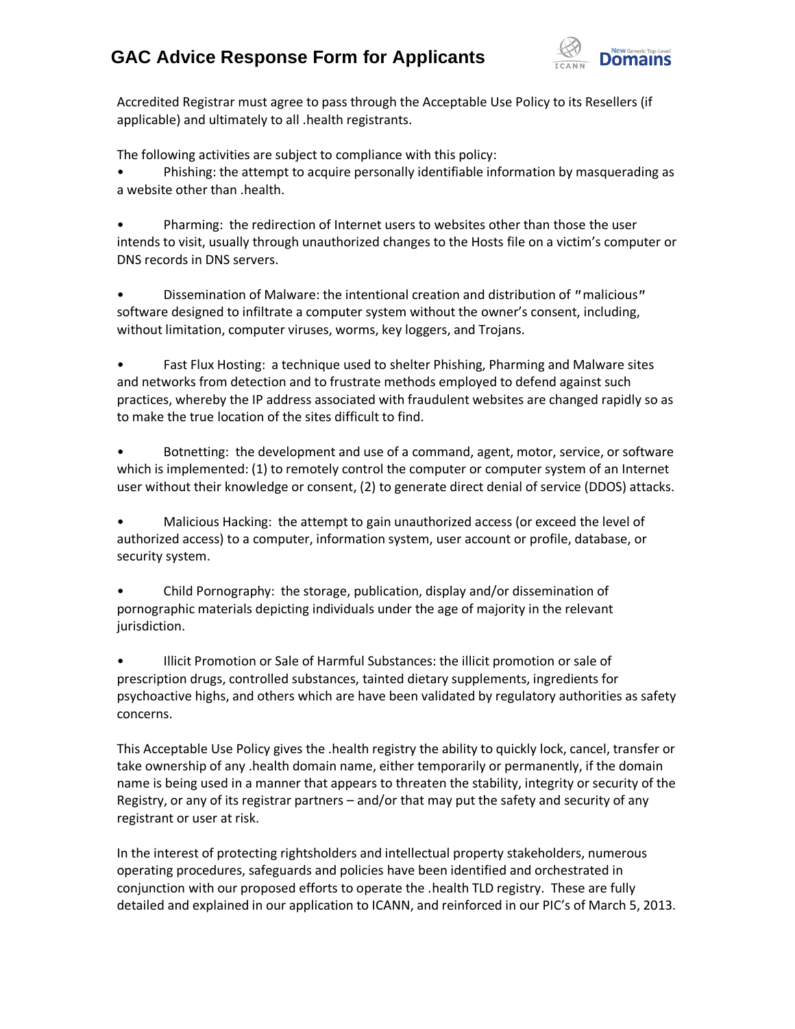Accredited Registrar must agree to pass through the Acceptable Use Policy to its Resellers (if applicable) and ultimately to all .health registrants.

The following activities are subject to compliance with this policy:

- Phishing: the attempt to acquire personally identifiable information by masquerading as a website other than .health.

- Pharming: the redirection of Internet users to websites other than those the user intends to visit, usually through unauthorized changes to the Hosts file on a victim's computer or DNS records in DNS servers.

- Dissemination of Malware: the intentional creation and distribution of "malicious" software designed to infiltrate a computer system without the owner's consent, including, without limitation, computer viruses, worms, key loggers, and Trojans.

- Fast Flux Hosting: a technique used to shelter Phishing, Pharming and Malware sites and networks from detection and to frustrate methods employed to defend against such practices, whereby the IP address associated with fraudulent websites are changed rapidly so as to make the true location of the sites difficult to find.

- Botnetting: the development and use of a command, agent, motor, service, or software which is implemented: (1) to remotely control the computer or computer system of an Internet user without their knowledge or consent, (2) to generate direct denial of service (DDOS) attacks.

- Malicious Hacking: the attempt to gain unauthorized access (or exceed the level of authorized access) to a computer, information system, user account or profile, database, or security system.

- Child Pornography: the storage, publication, display and/or dissemination of pornographic materials depicting individuals under the age of majority in the relevant jurisdiction.

- Illicit Promotion or Sale of Harmful Substances: the illicit promotion or sale of prescription drugs, controlled substances, tainted dietary supplements, ingredients for psychoactive highs, and others which are have been validated by regulatory authorities as safety concerns.

This Acceptable Use Policy gives the .health registry the ability to quickly lock, cancel, transfer or take ownership of any .health domain name, either temporarily or permanently, if the domain name is being used in a manner that appears to threaten the stability, integrity or security of the Registry, or any of its registrar partners – and/or that may put the safety and security of any registrant or user at risk.

In the interest of protecting rightsholders and intellectual property stakeholders, numerous operating procedures, safeguards and policies have been identified and orchestrated in conjunction with our proposed efforts to operate the .health TLD registry. These are fully detailed and explained in our application to ICANN, and reinforced in our PIC's of March 5, 2013.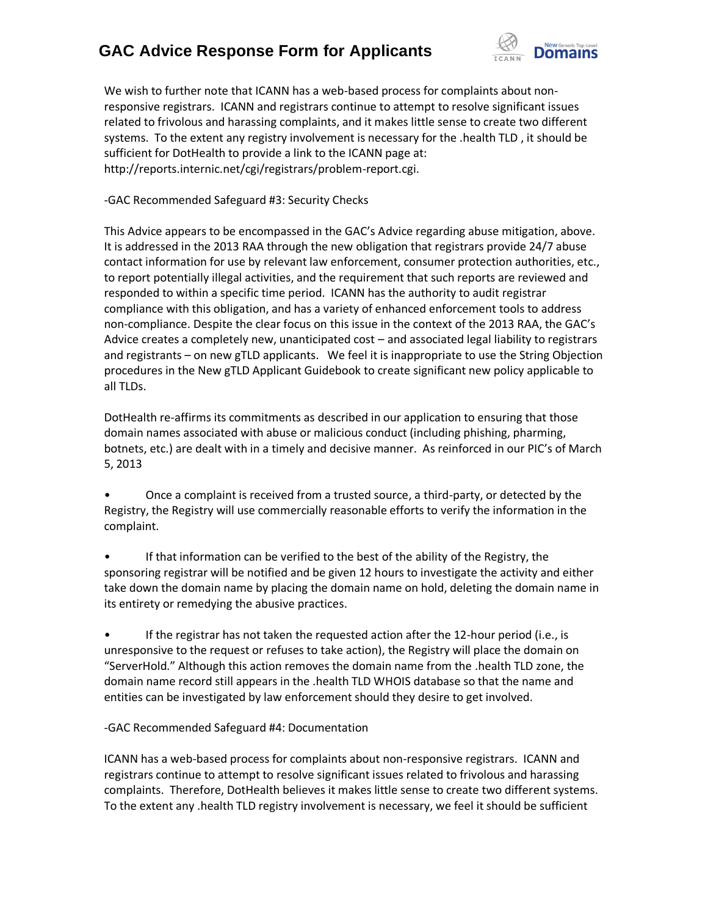We wish to further note that ICANN has a web-based process for complaints about non-responsive registrars. ICANN and registrars continue to attempt to resolve significant issues related to frivolous and harassing complaints, and it makes little sense to create two different systems. To the extent any registry involvement is necessary for the .health TLD , it should be sufficient for DotHealth to provide a link to the ICANN page at: http://reports.internic.net/cgi/registrars/problem-report.cgi.

-GAC Recommended Safeguard #3: Security Checks

This Advice appears to be encompassed in the GAC's Advice regarding abuse mitigation, above. It is addressed in the 2013 RAA through the new obligation that registrars provide 24/7 abuse contact information for use by relevant law enforcement, consumer protection authorities, etc., to report potentially illegal activities, and the requirement that such reports are reviewed and responded to within a specific time period. ICANN has the authority to audit registrar compliance with this obligation, and has a variety of enhanced enforcement tools to address non-compliance. Despite the clear focus on this issue in the context of the 2013 RAA, the GAC's Advice creates a completely new, unanticipated cost – and associated legal liability to registrars and registrants – on new gTLD applicants. We feel it is inappropriate to use the String Objection procedures in the New gTLD Applicant Guidebook to create significant new policy applicable to all TLDs.

DotHealth re-affirms its commitments as described in our application to ensuring that those domain names associated with abuse or malicious conduct (including phishing, pharming, botnets, etc.) are dealt with in a timely and decisive manner. As reinforced in our PIC's of March 5, 2013

- Once a complaint is received from a trusted source, a third-party, or detected by the Registry, the Registry will use commercially reasonable efforts to verify the information in the complaint.

- If that information can be verified to the best of the ability of the Registry, the sponsoring registrar will be notified and be given 12 hours to investigate the activity and either take down the domain name by placing the domain name on hold, deleting the domain name in its entirety or remedying the abusive practices.

- If the registrar has not taken the requested action after the 12-hour period (i.e., is unresponsive to the request or refuses to take action), the Registry will place the domain on "ServerHold." Although this action removes the domain name from the .health TLD zone, the domain name record still appears in the .health TLD WHOIS database so that the name and entities can be investigated by law enforcement should they desire to get involved.

-GAC Recommended Safeguard #4: Documentation

ICANN has a web-based process for complaints about non-responsive registrars. ICANN and registrars continue to attempt to resolve significant issues related to frivolous and harassing complaints. Therefore, DotHealth believes it makes little sense to create two different systems. To the extent any .health TLD registry involvement is necessary, we feel it should be sufficient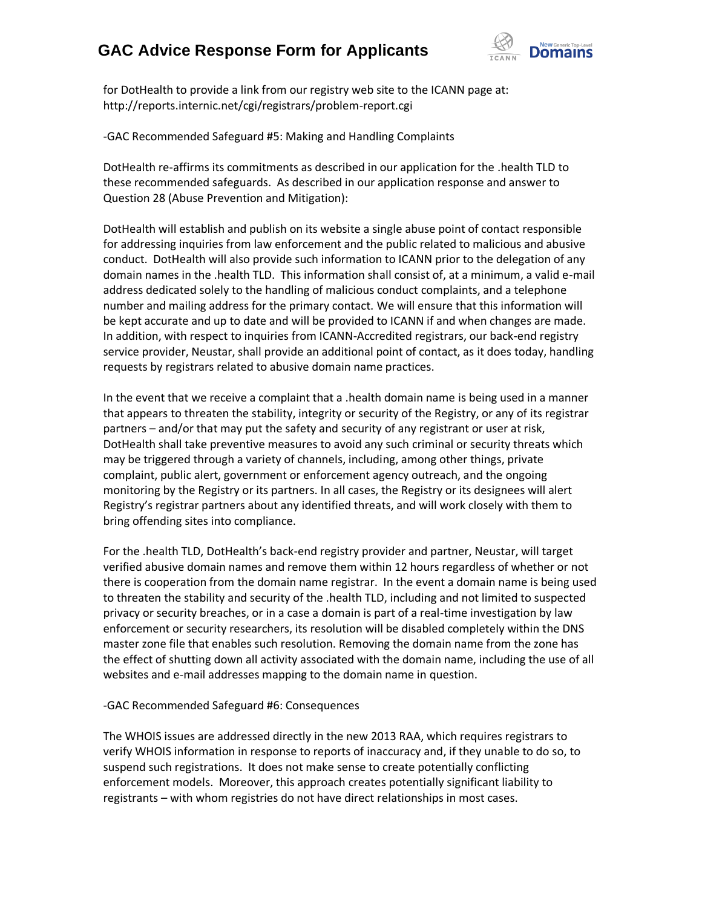for DotHealth to provide a link from our registry web site to the ICANN page at: http://reports.internic.net/cgi/registrars/problem-report.cgi

-GAC Recommended Safeguard #5: Making and Handling Complaints

DotHealth re-affirms its commitments as described in our application for the .health TLD to these recommended safeguards. As described in our application response and answer to Question 28 (Abuse Prevention and Mitigation):

DotHealth will establish and publish on its website a single abuse point of contact responsible for addressing inquiries from law enforcement and the public related to malicious and abusive conduct. DotHealth will also provide such information to ICANN prior to the delegation of any domain names in the .health TLD. This information shall consist of, at a minimum, a valid e-mail address dedicated solely to the handling of malicious conduct complaints, and a telephone number and mailing address for the primary contact. We will ensure that this information will be kept accurate and up to date and will be provided to ICANN if and when changes are made. In addition, with respect to inquiries from ICANN-Accredited registrars, our back-end registry service provider, Neustar, shall provide an additional point of contact, as it does today, handling requests by registrars related to abusive domain name practices.

In the event that we receive a complaint that a .health domain name is being used in a manner that appears to threaten the stability, integrity or security of the Registry, or any of its registrar partners – and/or that may put the safety and security of any registrant or user at risk, DotHealth shall take preventive measures to avoid any such criminal or security threats which may be triggered through a variety of channels, including, among other things, private complaint, public alert, government or enforcement agency outreach, and the ongoing monitoring by the Registry or its partners. In all cases, the Registry or its designees will alert Registry's registrar partners about any identified threats, and will work closely with them to bring offending sites into compliance.

For the .health TLD, DotHealth's back-end registry provider and partner, Neustar, will target verified abusive domain names and remove them within 12 hours regardless of whether or not there is cooperation from the domain name registrar. In the event a domain name is being used to threaten the stability and security of the .health TLD, including and not limited to suspected privacy or security breaches, or in a case a domain is part of a real-time investigation by law enforcement or security researchers, its resolution will be disabled completely within the DNS master zone file that enables such resolution. Removing the domain name from the zone has the effect of shutting down all activity associated with the domain name, including the use of all websites and e-mail addresses mapping to the domain name in question.

-GAC Recommended Safeguard #6: Consequences

The WHOIS issues are addressed directly in the new 2013 RAA, which requires registrars to verify WHOIS information in response to reports of inaccuracy and, if they unable to do so, to suspend such registrations. It does not make sense to create potentially conflicting enforcement models. Moreover, this approach creates potentially significant liability to registrants – with whom registries do not have direct relationships in most cases.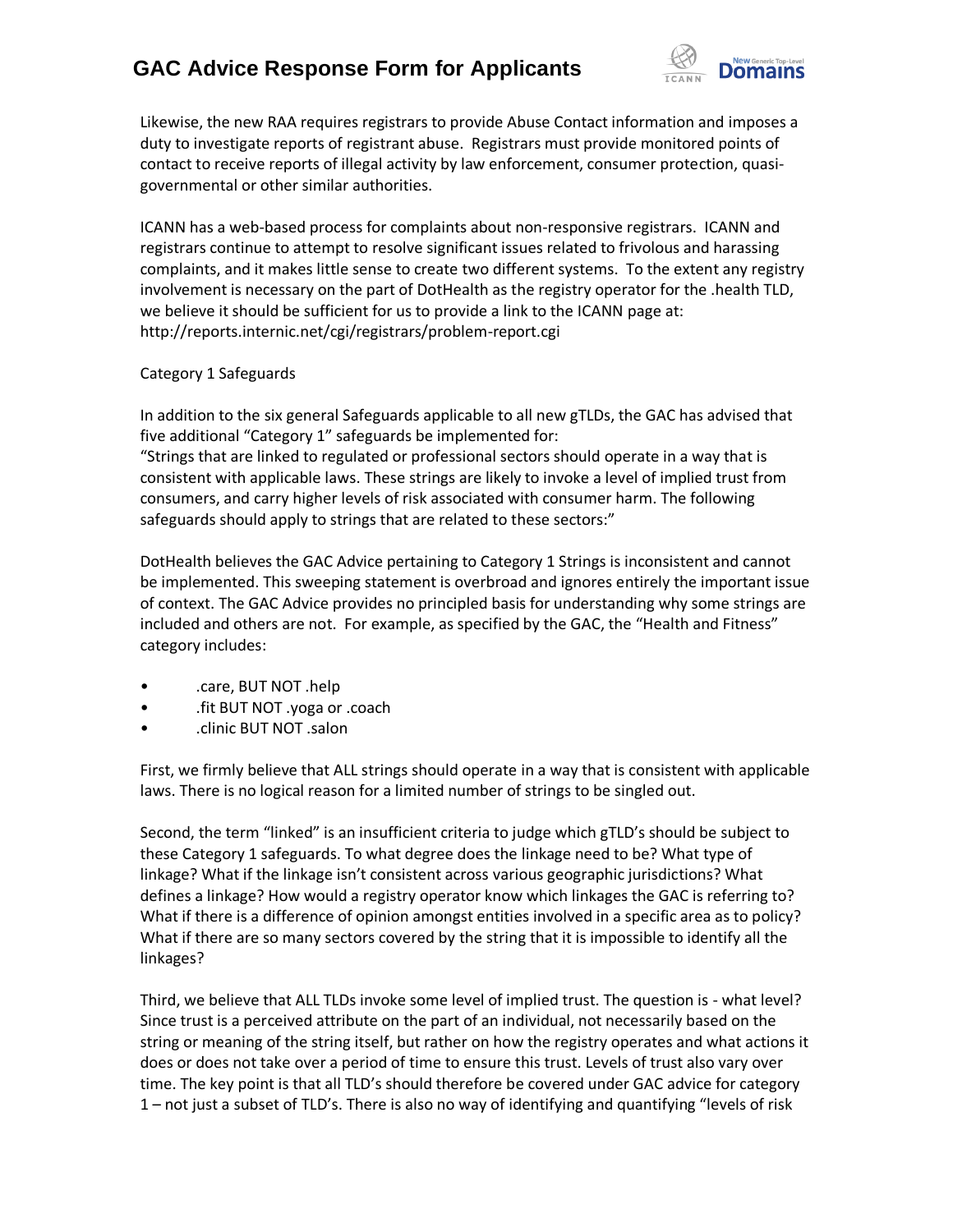Likewise, the new RAA requires registrars to provide Abuse Contact information and imposes a duty to investigate reports of registrant abuse. Registrars must provide monitored points of contact to receive reports of illegal activity by law enforcement, consumer protection, quasi-governmental or other similar authorities.

ICANN has a web-based process for complaints about non-responsive registrars. ICANN and registrars continue to attempt to resolve significant issues related to frivolous and harassing complaints, and it makes little sense to create two different systems. To the extent any registry involvement is necessary on the part of DotHealth as the registry operator for the .health TLD, we believe it should be sufficient for us to provide a link to the ICANN page at: http://reports.internic.net/cgi/registrars/problem-report.cgi

Category 1 Safeguards

In addition to the six general Safeguards applicable to all new gTLDs, the GAC has advised that five additional "Category 1" safeguards be implemented for:
"Strings that are linked to regulated or professional sectors should operate in a way that is consistent with applicable laws. These strings are likely to invoke a level of implied trust from consumers, and carry higher levels of risk associated with consumer harm. The following safeguards should apply to strings that are related to these sectors:"

DotHealth believes the GAC Advice pertaining to Category 1 Strings is inconsistent and cannot be implemented. This sweeping statement is overbroad and ignores entirely the important issue of context. The GAC Advice provides no principled basis for understanding why some strings are included and others are not. For example, as specified by the GAC, the "Health and Fitness" category includes:

- .care, BUT NOT .help
- .fit BUT NOT .yoga or .coach
- .clinic BUT NOT .salon

First, we firmly believe that ALL strings should operate in a way that is consistent with applicable laws. There is no logical reason for a limited number of strings to be singled out.

Second, the term "linked" is an insufficient criteria to judge which gTLD's should be subject to these Category 1 safeguards. To what degree does the linkage need to be? What type of linkage? What if the linkage isn't consistent across various geographic jurisdictions? What defines a linkage? How would a registry operator know which linkages the GAC is referring to? What if there is a difference of opinion amongst entities involved in a specific area as to policy? What if there are so many sectors covered by the string that it is impossible to identify all the linkages?

Third, we believe that ALL TLDs invoke some level of implied trust. The question is - what level? Since trust is a perceived attribute on the part of an individual, not necessarily based on the string or meaning of the string itself, but rather on how the registry operates and what actions it does or does not take over a period of time to ensure this trust. Levels of trust also vary over time. The key point is that all TLD's should therefore be covered under GAC advice for category 1 – not just a subset of TLD's. There is also no way of identifying and quantifying "levels of risk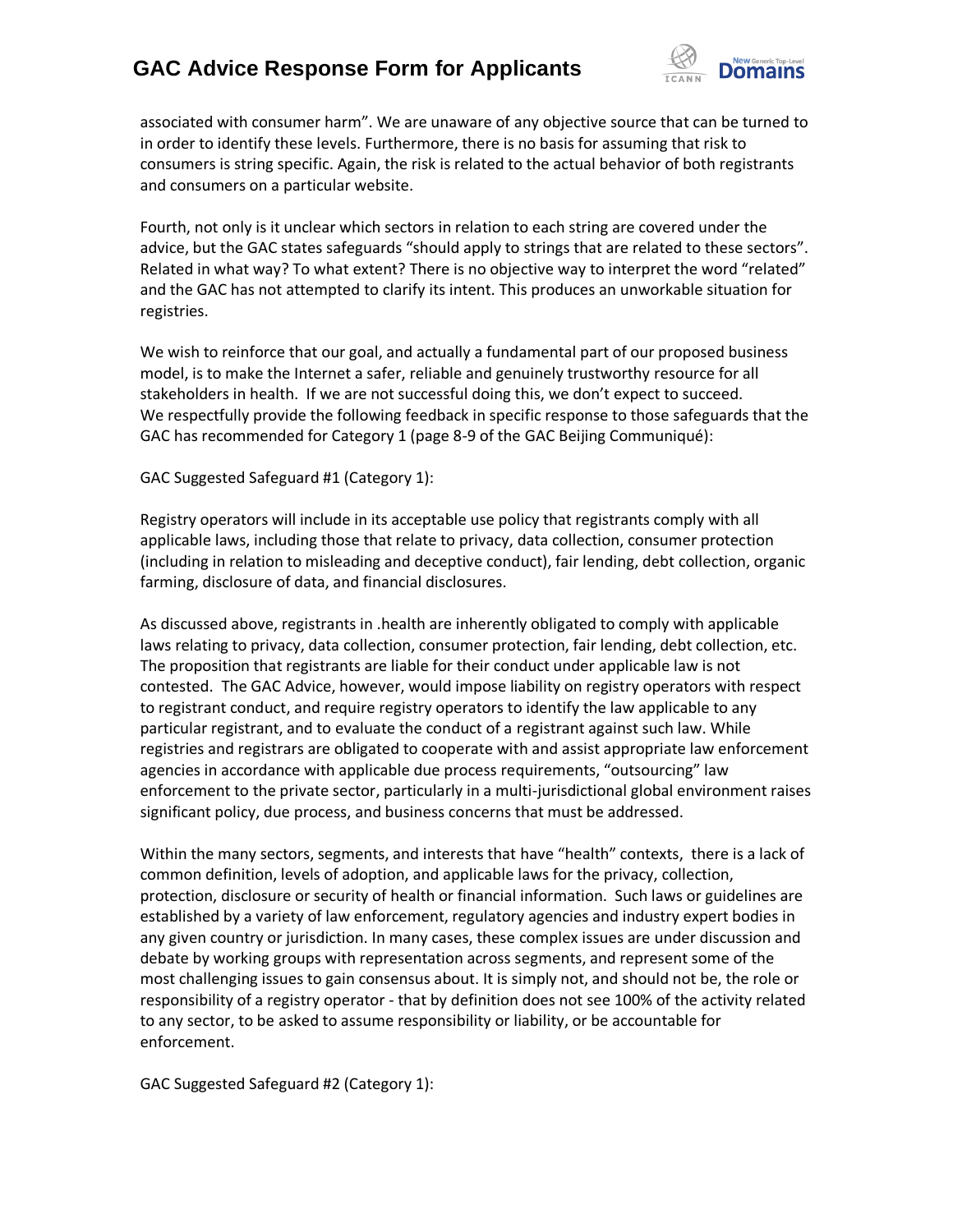associated with consumer harm". We are unaware of any objective source that can be turned to in order to identify these levels. Furthermore, there is no basis for assuming that risk to consumers is string specific. Again, the risk is related to the actual behavior of both registrants and consumers on a particular website.

Fourth, not only is it unclear which sectors in relation to each string are covered under the advice, but the GAC states safeguards "should apply to strings that are related to these sectors". Related in what way? To what extent? There is no objective way to interpret the word "related" and the GAC has not attempted to clarify its intent. This produces an unworkable situation for registries.

We wish to reinforce that our goal, and actually a fundamental part of our proposed business model, is to make the Internet a safer, reliable and genuinely trustworthy resource for all stakeholders in health. If we are not successful doing this, we don't expect to succeed.
We respectfully provide the following feedback in specific response to those safeguards that the GAC has recommended for Category 1 (page 8-9 of the GAC Beijing Communiqué):

GAC Suggested Safeguard #1 (Category 1):

Registry operators will include in its acceptable use policy that registrants comply with all applicable laws, including those that relate to privacy, data collection, consumer protection (including in relation to misleading and deceptive conduct), fair lending, debt collection, organic farming, disclosure of data, and financial disclosures.

As discussed above, registrants in .health are inherently obligated to comply with applicable laws relating to privacy, data collection, consumer protection, fair lending, debt collection, etc. The proposition that registrants are liable for their conduct under applicable law is not contested. The GAC Advice, however, would impose liability on registry operators with respect to registrant conduct, and require registry operators to identify the law applicable to any particular registrant, and to evaluate the conduct of a registrant against such law. While registries and registrars are obligated to cooperate with and assist appropriate law enforcement agencies in accordance with applicable due process requirements, "outsourcing" law enforcement to the private sector, particularly in a multi-jurisdictional global environment raises significant policy, due process, and business concerns that must be addressed.

Within the many sectors, segments, and interests that have "health" contexts, there is a lack of common definition, levels of adoption, and applicable laws for the privacy, collection, protection, disclosure or security of health or financial information. Such laws or guidelines are established by a variety of law enforcement, regulatory agencies and industry expert bodies in any given country or jurisdiction. In many cases, these complex issues are under discussion and debate by working groups with representation across segments, and represent some of the most challenging issues to gain consensus about. It is simply not, and should not be, the role or responsibility of a registry operator - that by definition does not see 100% of the activity related to any sector, to be asked to assume responsibility or liability, or be accountable for enforcement.

GAC Suggested Safeguard #2 (Category 1):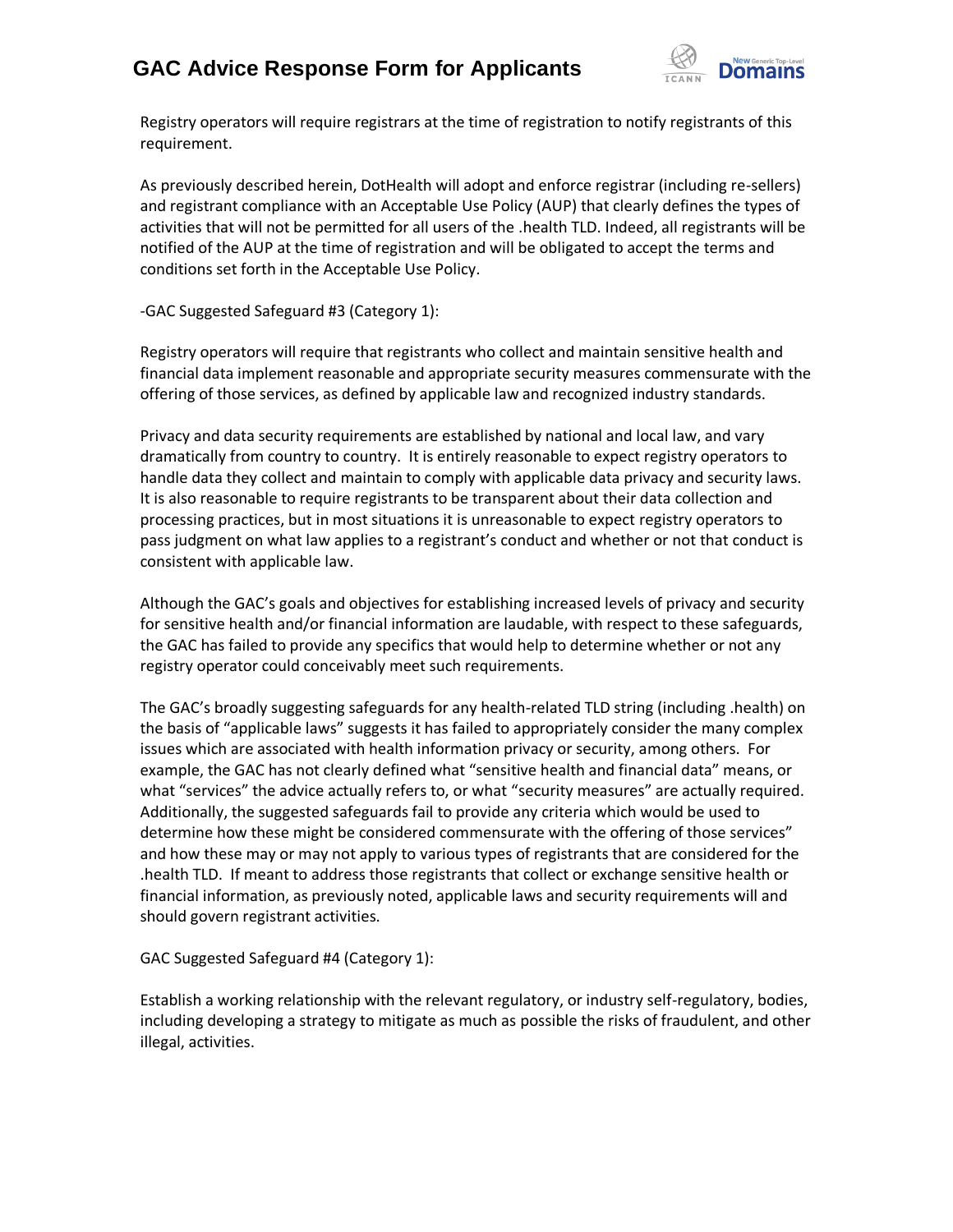Registry operators will require registrars at the time of registration to notify registrants of this requirement.

As previously described herein, DotHealth will adopt and enforce registrar (including re-sellers) and registrant compliance with an Acceptable Use Policy (AUP) that clearly defines the types of activities that will not be permitted for all users of the .health TLD. Indeed, all registrants will be notified of the AUP at the time of registration and will be obligated to accept the terms and conditions set forth in the Acceptable Use Policy.

-GAC Suggested Safeguard #3 (Category 1):

Registry operators will require that registrants who collect and maintain sensitive health and financial data implement reasonable and appropriate security measures commensurate with the offering of those services, as defined by applicable law and recognized industry standards.

Privacy and data security requirements are established by national and local law, and vary dramatically from country to country. It is entirely reasonable to expect registry operators to handle data they collect and maintain to comply with applicable data privacy and security laws. It is also reasonable to require registrants to be transparent about their data collection and processing practices, but in most situations it is unreasonable to expect registry operators to pass judgment on what law applies to a registrant's conduct and whether or not that conduct is consistent with applicable law.

Although the GAC's goals and objectives for establishing increased levels of privacy and security for sensitive health and/or financial information are laudable, with respect to these safeguards, the GAC has failed to provide any specifics that would help to determine whether or not any registry operator could conceivably meet such requirements.

The GAC's broadly suggesting safeguards for any health-related TLD string (including .health) on the basis of "applicable laws" suggests it has failed to appropriately consider the many complex issues which are associated with health information privacy or security, among others. For example, the GAC has not clearly defined what "sensitive health and financial data" means, or what "services" the advice actually refers to, or what "security measures" are actually required. Additionally, the suggested safeguards fail to provide any criteria which would be used to determine how these might be considered commensurate with the offering of those services" and how these may or may not apply to various types of registrants that are considered for the .health TLD. If meant to address those registrants that collect or exchange sensitive health or financial information, as previously noted, applicable laws and security requirements will and should govern registrant activities.

GAC Suggested Safeguard #4 (Category 1):

Establish a working relationship with the relevant regulatory, or industry self-regulatory, bodies, including developing a strategy to mitigate as much as possible the risks of fraudulent, and other illegal, activities.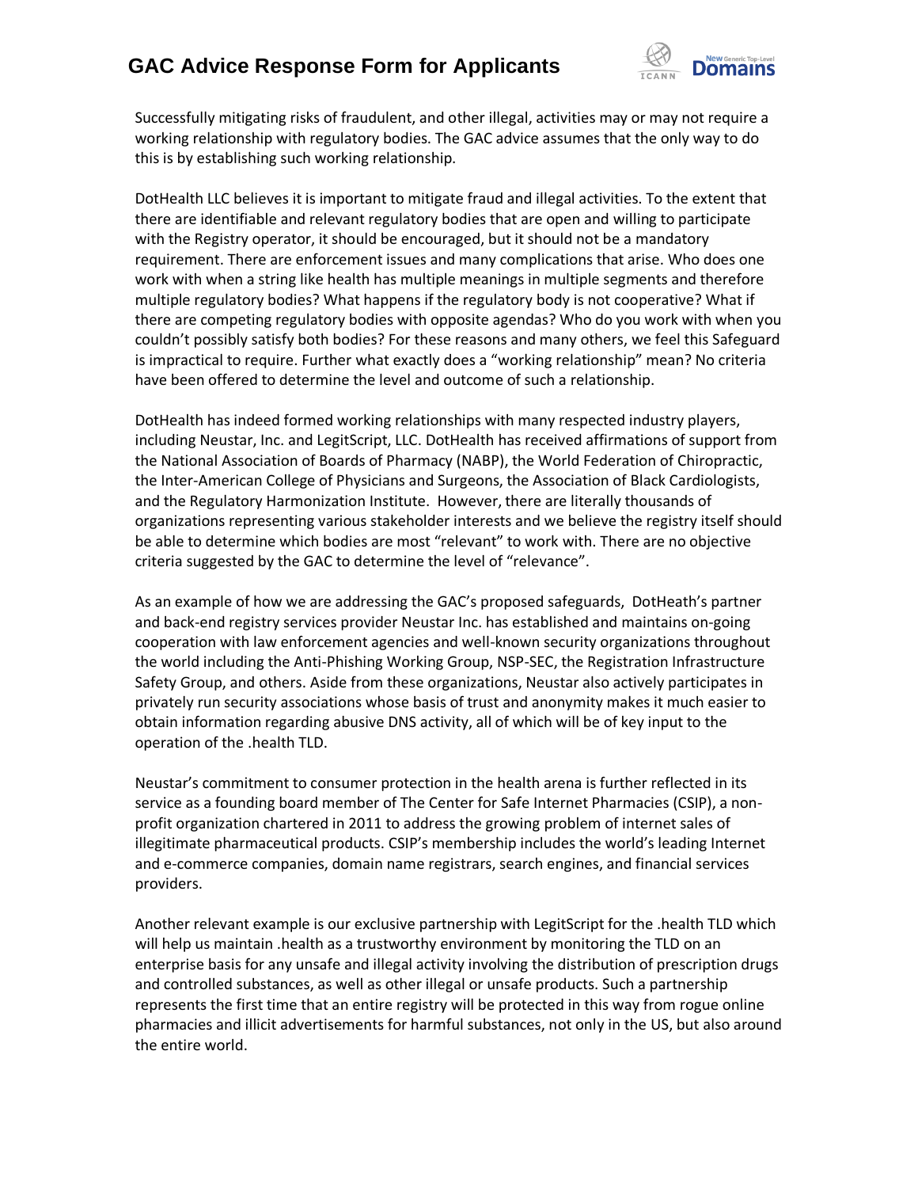Successfully mitigating risks of fraudulent, and other illegal, activities may or may not require a working relationship with regulatory bodies. The GAC advice assumes that the only way to do this is by establishing such working relationship.

DotHealth LLC believes it is important to mitigate fraud and illegal activities. To the extent that there are identifiable and relevant regulatory bodies that are open and willing to participate with the Registry operator, it should be encouraged, but it should not be a mandatory requirement. There are enforcement issues and many complications that arise. Who does one work with when a string like health has multiple meanings in multiple segments and therefore multiple regulatory bodies? What happens if the regulatory body is not cooperative? What if there are competing regulatory bodies with opposite agendas? Who do you work with when you couldn't possibly satisfy both bodies? For these reasons and many others, we feel this Safeguard is impractical to require. Further what exactly does a "working relationship" mean? No criteria have been offered to determine the level and outcome of such a relationship.

DotHealth has indeed formed working relationships with many respected industry players, including Neustar, Inc. and LegitScript, LLC. DotHealth has received affirmations of support from the National Association of Boards of Pharmacy (NABP), the World Federation of Chiropractic, the Inter-American College of Physicians and Surgeons, the Association of Black Cardiologists, and the Regulatory Harmonization Institute. However, there are literally thousands of organizations representing various stakeholder interests and we believe the registry itself should be able to determine which bodies are most "relevant" to work with. There are no objective criteria suggested by the GAC to determine the level of "relevance".

As an example of how we are addressing the GAC's proposed safeguards, DotHeath's partner and back-end registry services provider Neustar Inc. has established and maintains on-going cooperation with law enforcement agencies and well-known security organizations throughout the world including the Anti-Phishing Working Group, NSP-SEC, the Registration Infrastructure Safety Group, and others. Aside from these organizations, Neustar also actively participates in privately run security associations whose basis of trust and anonymity makes it much easier to obtain information regarding abusive DNS activity, all of which will be of key input to the operation of the .health TLD.

Neustar's commitment to consumer protection in the health arena is further reflected in its service as a founding board member of The Center for Safe Internet Pharmacies (CSIP), a non-profit organization chartered in 2011 to address the growing problem of internet sales of illegitimate pharmaceutical products. CSIP's membership includes the world's leading Internet and e-commerce companies, domain name registrars, search engines, and financial services providers.

Another relevant example is our exclusive partnership with LegitScript for the .health TLD which will help us maintain .health as a trustworthy environment by monitoring the TLD on an enterprise basis for any unsafe and illegal activity involving the distribution of prescription drugs and controlled substances, as well as other illegal or unsafe products. Such a partnership represents the first time that an entire registry will be protected in this way from rogue online pharmacies and illicit advertisements for harmful substances, not only in the US, but also around the entire world.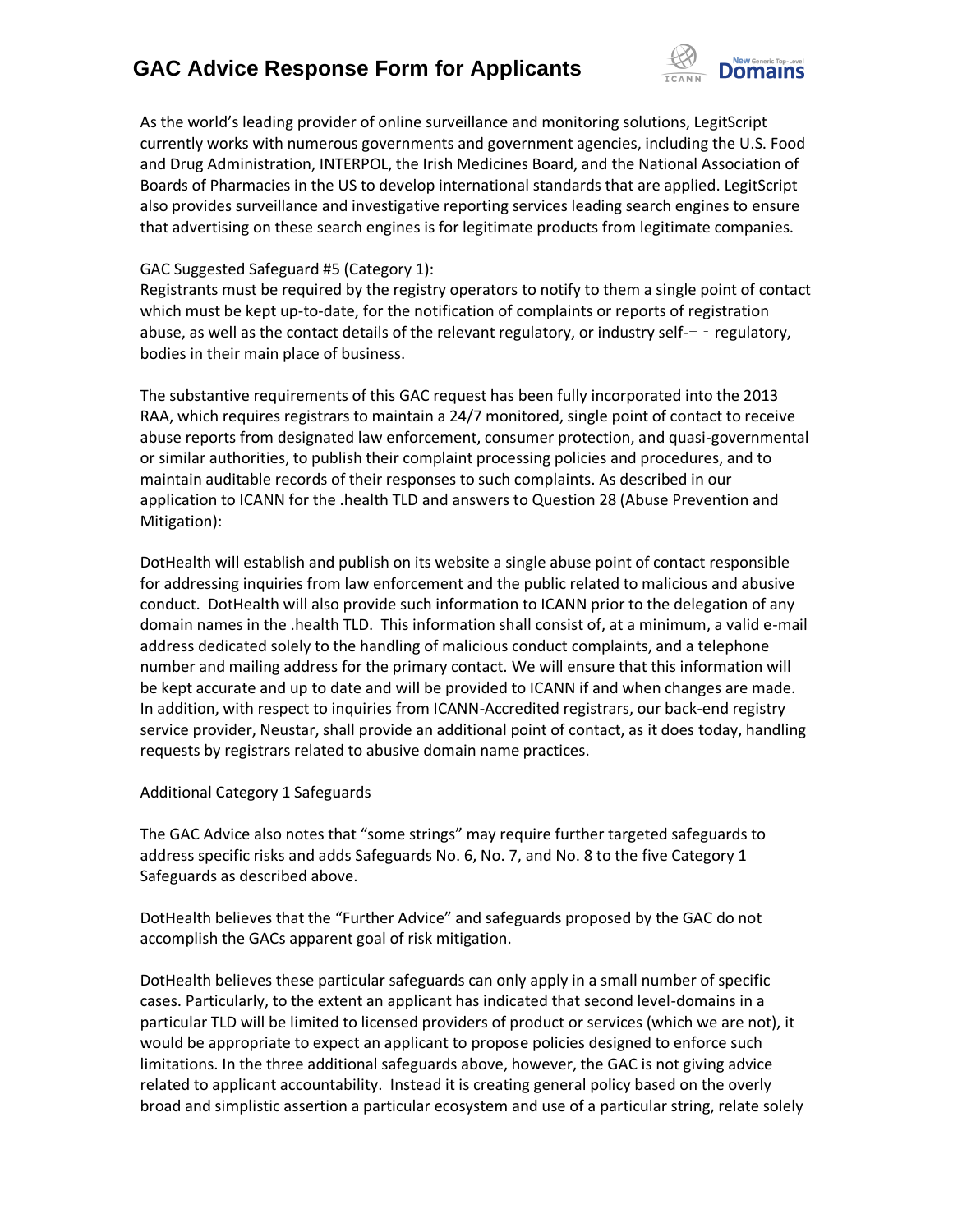As the world's leading provider of online surveillance and monitoring solutions, LegitScript currently works with numerous governments and government agencies, including the U.S. Food and Drug Administration, INTERPOL, the Irish Medicines Board, and the National Association of Boards of Pharmacies in the US to develop international standards that are applied. LegitScript also provides surveillance and investigative reporting services leading search engines to ensure that advertising on these search engines is for legitimate products from legitimate companies.

GAC Suggested Safeguard #5 (Category 1):
Registrants must be required by the registry operators to notify to them a single point of contact which must be kept up-to-date, for the notification of complaints or reports of registration abuse, as well as the contact details of the relevant regulatory, or industry self-‐‐ regulatory, bodies in their main place of business.

The substantive requirements of this GAC request has been fully incorporated into the 2013 RAA, which requires registrars to maintain a 24/7 monitored, single point of contact to receive abuse reports from designated law enforcement, consumer protection, and quasi-governmental or similar authorities, to publish their complaint processing policies and procedures, and to maintain auditable records of their responses to such complaints. As described in our application to ICANN for the .health TLD and answers to Question 28 (Abuse Prevention and Mitigation):

DotHealth will establish and publish on its website a single abuse point of contact responsible for addressing inquiries from law enforcement and the public related to malicious and abusive conduct. DotHealth will also provide such information to ICANN prior to the delegation of any domain names in the .health TLD. This information shall consist of, at a minimum, a valid e-mail address dedicated solely to the handling of malicious conduct complaints, and a telephone number and mailing address for the primary contact. We will ensure that this information will be kept accurate and up to date and will be provided to ICANN if and when changes are made. In addition, with respect to inquiries from ICANN-Accredited registrars, our back-end registry service provider, Neustar, shall provide an additional point of contact, as it does today, handling requests by registrars related to abusive domain name practices.

Additional Category 1 Safeguards

The GAC Advice also notes that "some strings" may require further targeted safeguards to address specific risks and adds Safeguards No. 6, No. 7, and No. 8 to the five Category 1 Safeguards as described above.

DotHealth believes that the "Further Advice" and safeguards proposed by the GAC do not accomplish the GACs apparent goal of risk mitigation.

DotHealth believes these particular safeguards can only apply in a small number of specific cases. Particularly, to the extent an applicant has indicated that second level-domains in a particular TLD will be limited to licensed providers of product or services (which we are not), it would be appropriate to expect an applicant to propose policies designed to enforce such limitations. In the three additional safeguards above, however, the GAC is not giving advice related to applicant accountability. Instead it is creating general policy based on the overly broad and simplistic assertion a particular ecosystem and use of a particular string, relate solely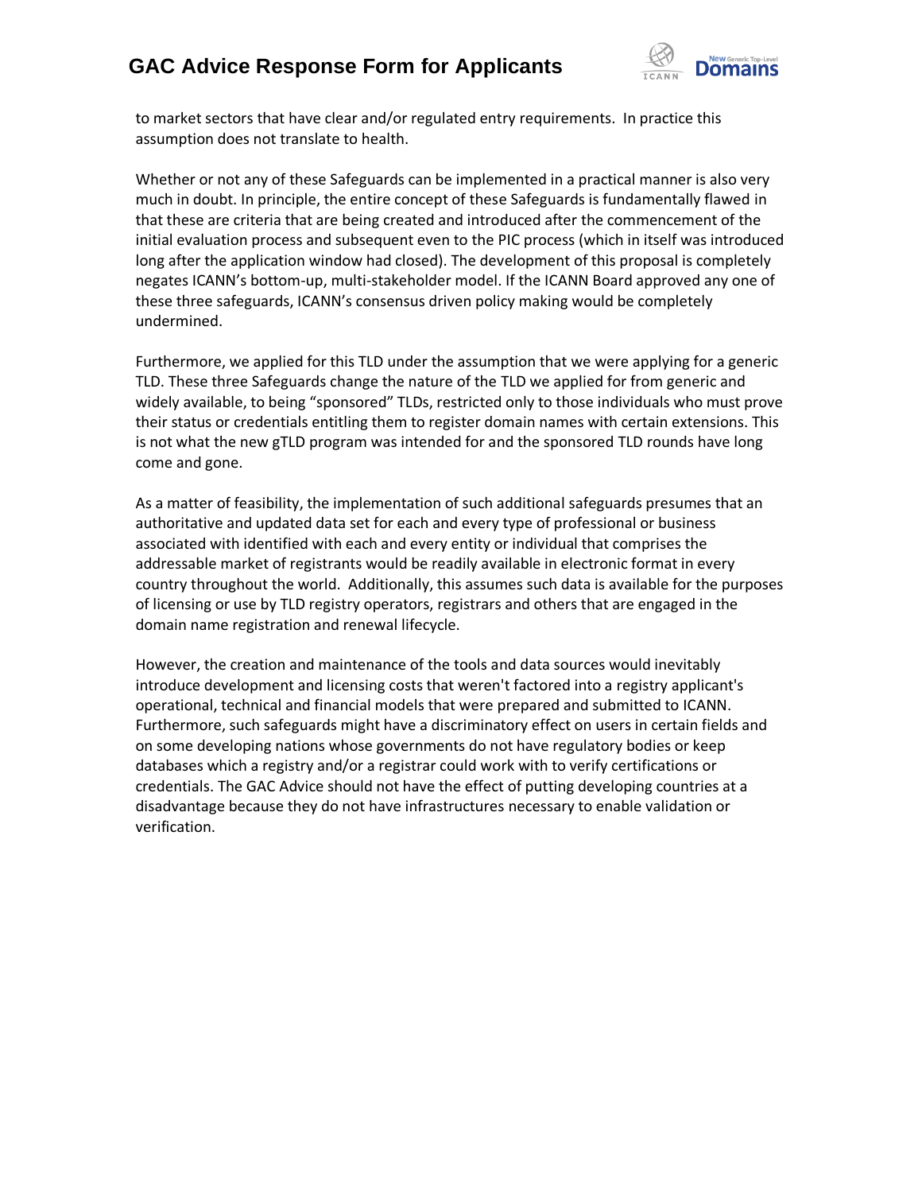to market sectors that have clear and/or regulated entry requirements. In practice this assumption does not translate to health.

Whether or not any of these Safeguards can be implemented in a practical manner is also very much in doubt. In principle, the entire concept of these Safeguards is fundamentally flawed in that these are criteria that are being created and introduced after the commencement of the initial evaluation process and subsequent even to the PIC process (which in itself was introduced long after the application window had closed). The development of this proposal is completely negates ICANN's bottom-up, multi-stakeholder model. If the ICANN Board approved any one of these three safeguards, ICANN's consensus driven policy making would be completely undermined.

Furthermore, we applied for this TLD under the assumption that we were applying for a generic TLD. These three Safeguards change the nature of the TLD we applied for from generic and widely available, to being "sponsored" TLDs, restricted only to those individuals who must prove their status or credentials entitling them to register domain names with certain extensions. This is not what the new gTLD program was intended for and the sponsored TLD rounds have long come and gone.

As a matter of feasibility, the implementation of such additional safeguards presumes that an authoritative and updated data set for each and every type of professional or business associated with identified with each and every entity or individual that comprises the addressable market of registrants would be readily available in electronic format in every country throughout the world. Additionally, this assumes such data is available for the purposes of licensing or use by TLD registry operators, registrars and others that are engaged in the domain name registration and renewal lifecycle.

However, the creation and maintenance of the tools and data sources would inevitably introduce development and licensing costs that weren't factored into a registry applicant's operational, technical and financial models that were prepared and submitted to ICANN. Furthermore, such safeguards might have a discriminatory effect on users in certain fields and on some developing nations whose governments do not have regulatory bodies or keep databases which a registry and/or a registrar could work with to verify certifications or credentials. The GAC Advice should not have the effect of putting developing countries at a disadvantage because they do not have infrastructures necessary to enable validation or verification.